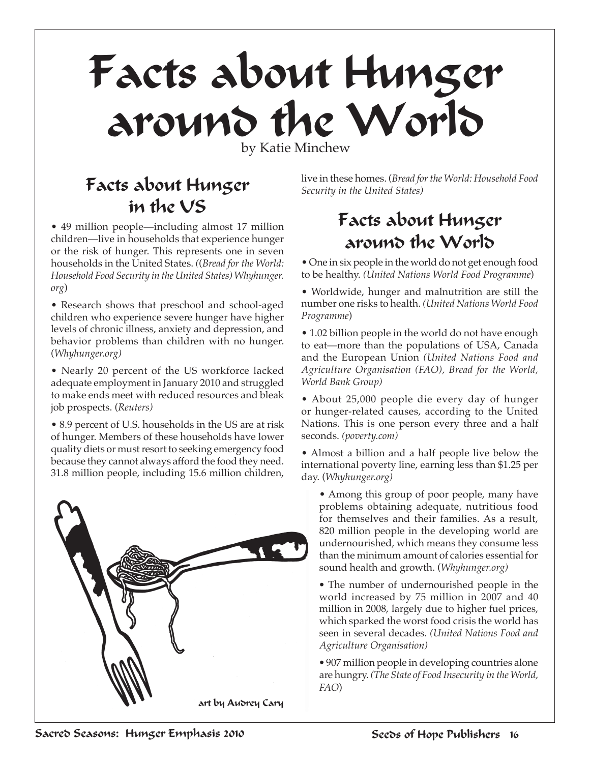# Facts about Hunger around the World

by Katie Minchew

## Facts about Hunger in the US

• 49 million people—including almost 17 million children—live in households that experience hunger or the risk of hunger. This represents one in seven households in the United States. *((Bread for the World: Household Food Security in the United States) Whyhunger.org*)

• Research shows that preschool and school-aged children who experience severe hunger have higher levels of chronic illness, anxiety and depression, and behavior problems than children with no hunger. (*Whyhunger.org)*

• Nearly 20 percent of the US workforce lacked adequate employment in January 2010 and struggled to make ends meet with reduced resources and bleak job prospects. (*Reuters)*

• 8.9 percent of U.S. households in the US are at risk of hunger. Members of these households have lower quality diets or must resort to seeking emergency food because they cannot always afford the food they need. 31.8 million people, including 15.6 million children, live in these homes. (*Bread for the World: Household Food Security in the United States)*

## Facts about Hunger around the World

• One in six people in the world do not get enough food to be healthy. *(United Nations World Food Programme*)

• Worldwide, hunger and malnutrition are still the number one risks to health. *(United Nations World Food Programme*)

• 1.02 billion people in the world do not have enough to eat—more than the populations of USA, Canada and the European Union *(United Nations Food and Agriculture Organisation (FAO), Bread for the World, World Bank Group)*

• About 25,000 people die every day of hunger or hunger-related causes, according to the United Nations. This is one person every three and a half seconds. *(poverty.com)*

• Almost a billion and a half people live below the international poverty line, earning less than $1.25 per day. (*Whyhunger.org)*

• Among this group of poor people, many have problems obtaining adequate, nutritious food for themselves and their families. As a result, 820 million people in the developing world are undernourished, which means they consume less than the minimum amount of calories essential for sound health and growth. (*Whyhunger.org)*

• The number of undernourished people in the world increased by 75 million in 2007 and 40 million in 2008, largely due to higher fuel prices, which sparked the worst food crisis the world has seen in several decades. *(United Nations Food and Agriculture Organisation)*

• 907 million people in developing countries alone are hungry. *(The State of Food Insecurity in the World, FAO*)

art by Audrey Cary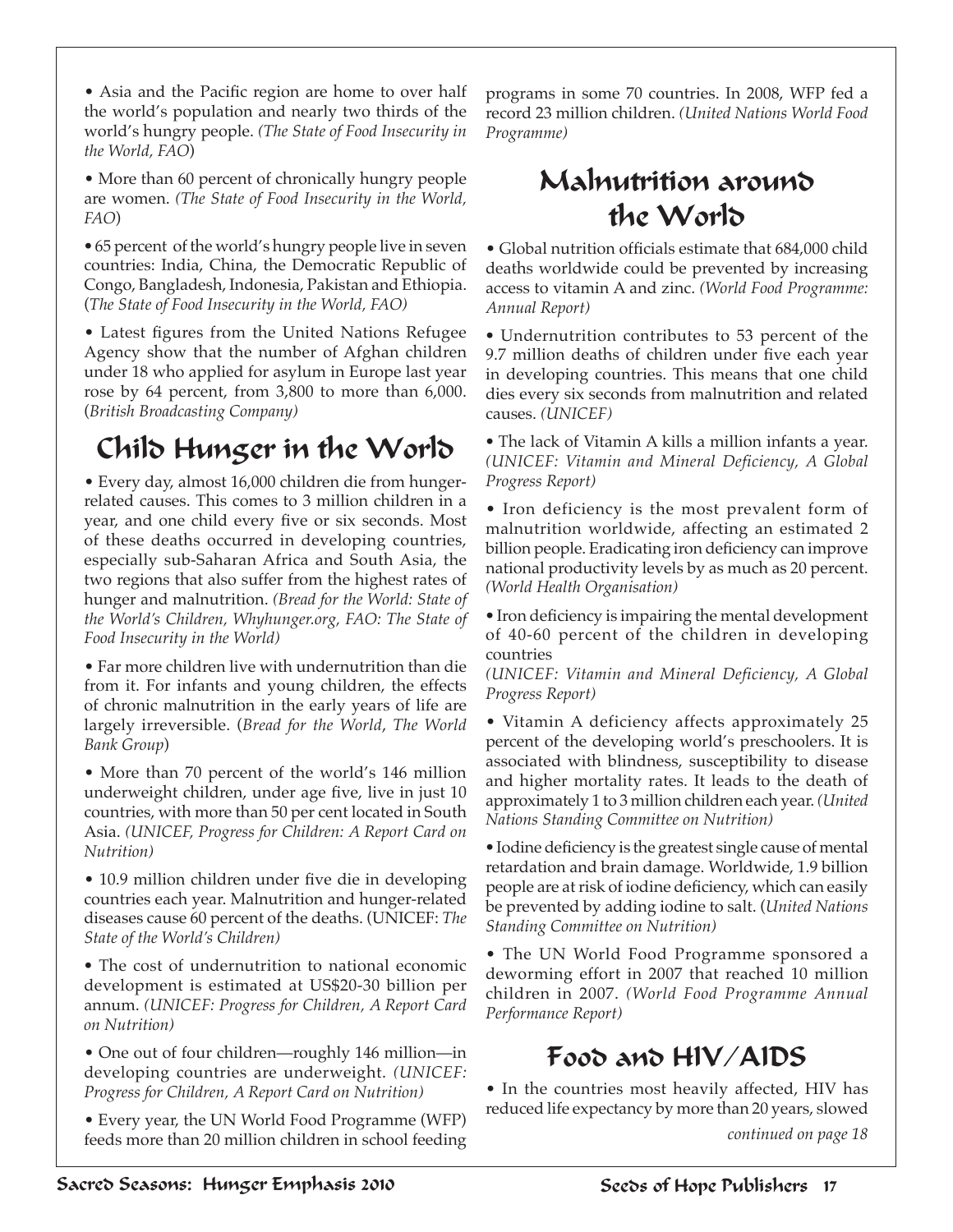- Asia and the Pacific region are home to over half the world's population and nearly two thirds of the world's hungry people. *(The State of Food Insecurity in the World, FAO)*

- More than 60 percent of chronically hungry people are women. *(The State of Food Insecurity in the World, FAO)*

- 65 percent of the world's hungry people live in seven countries: India, China, the Democratic Republic of Congo, Bangladesh, Indonesia, Pakistan and Ethiopia. (*The State of Food Insecurity in the World, FAO)*

- Latest figures from the United Nations Refugee Agency show that the number of Afghan children under 18 who applied for asylum in Europe last year rose by 64 percent, from 3,800 to more than 6,000. (*British Broadcasting Company)*

## Child Hunger in the World

- Every day, almost 16,000 children die from hunger-related causes. This comes to 3 million children in a year, and one child every five or six seconds. Most of these deaths occurred in developing countries, especially sub-Saharan Africa and South Asia, the two regions that also suffer from the highest rates of hunger and malnutrition. *(Bread for the World: State of the World's Children, Whyhunger.org, FAO: The State of Food Insecurity in the World)*

- Far more children live with undernutrition than die from it. For infants and young children, the effects of chronic malnutrition in the early years of life are largely irreversible. (*Bread for the World*, *The World Bank Group*)

- More than 70 percent of the world's 146 million underweight children, under age five, live in just 10 countries, with more than 50 per cent located in South Asia. *(UNICEF, Progress for Children: A Report Card on Nutrition)*

- 10.9 million children under five die in developing countries each year. Malnutrition and hunger-related diseases cause 60 percent of the deaths. (UNICEF: *The State of the World's Children)*

- The cost of undernutrition to national economic development is estimated at US$20-30 billion per annum. *(UNICEF: Progress for Children, A Report Card on Nutrition)*

- One out of four children—roughly 146 million—in developing countries are underweight. *(UNICEF: Progress for Children, A Report Card on Nutrition)*

- Every year, the UN World Food Programme (WFP) feeds more than 20 million children in school feeding programs in some 70 countries. In 2008, WFP fed a record 23 million children. *(United Nations World Food Programme)*

## Malnutrition around the World

- Global nutrition officials estimate that 684,000 child deaths worldwide could be prevented by increasing access to vitamin A and zinc. *(World Food Programme: Annual Report)*

- Undernutrition contributes to 53 percent of the 9.7 million deaths of children under five each year in developing countries. This means that one child dies every six seconds from malnutrition and related causes. *(UNICEF)*

- The lack of Vitamin A kills a million infants a year. *(UNICEF: Vitamin and Mineral Deficiency, A Global Progress Report)*

- Iron deficiency is the most prevalent form of malnutrition worldwide, affecting an estimated 2 billion people. Eradicating iron deficiency can improve national productivity levels by as much as 20 percent. *(World Health Organisation)*

- Iron deficiency is impairing the mental development of 40-60 percent of the children in developing countries *(UNICEF: Vitamin and Mineral Deficiency, A Global Progress Report)*

- Vitamin A deficiency affects approximately 25 percent of the developing world's preschoolers. It is associated with blindness, susceptibility to disease and higher mortality rates. It leads to the death of approximately 1 to 3 million children each year. *(United Nations Standing Committee on Nutrition)*

- Iodine deficiency is the greatest single cause of mental retardation and brain damage. Worldwide, 1.9 billion people are at risk of iodine deficiency, which can easily be prevented by adding iodine to salt. (*United Nations Standing Committee on Nutrition)*

- The UN World Food Programme sponsored a deworming effort in 2007 that reached 10 million children in 2007. *(World Food Programme Annual Performance Report)*

## Food and HIV/AIDS

- In the countries most heavily affected, HIV has reduced life expectancy by more than 20 years, slowed

*continued on page 18*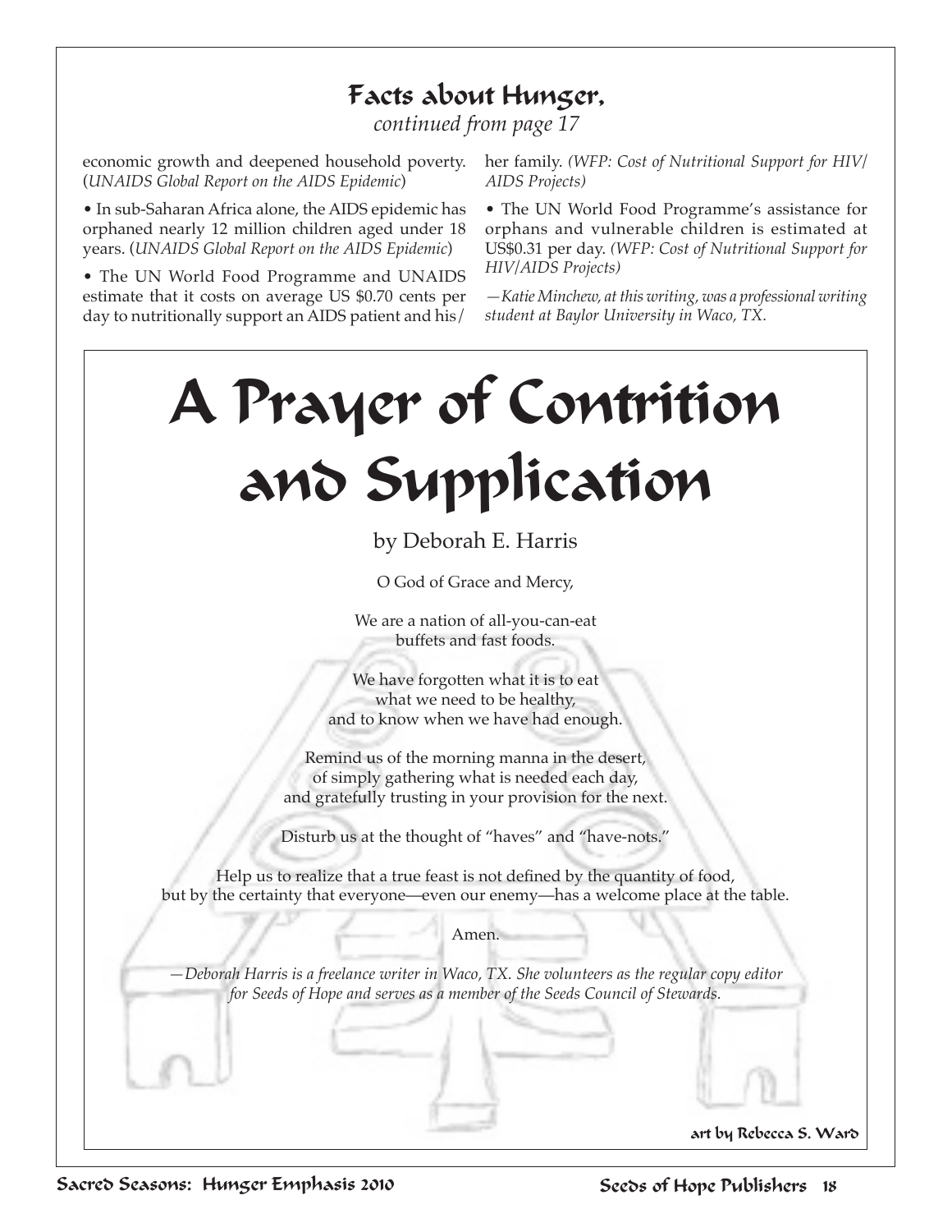## Facts about Hunger,

*continued from page 17*

economic growth and deepened household poverty. (*UNAIDS Global Report on the AIDS Epidemic*)

- In sub-Saharan Africa alone, the AIDS epidemic has orphaned nearly 12 million children aged under 18 years. (*UNAIDS Global Report on the AIDS Epidemic*)

- The UN World Food Programme and UNAIDS estimate that it costs on average US $0.70 cents per day to nutritionally support an AIDS patient and his/her family. *(WFP: Cost of Nutritional Support for HIV/AIDS Projects)*

- The UN World Food Programme's assistance for orphans and vulnerable children is estimated at US$0.31 per day. *(WFP: Cost of Nutritional Support for HIV/AIDS Projects)*

*—Katie Minchew, at this writing, was a professional writing student at Baylor University in Waco, TX.*

# A Prayer of Contrition and Supplication

by Deborah E. Harris

O God of Grace and Mercy,

We are a nation of all-you-can-eat
buffets and fast foods.

We have forgotten what it is to eat
what we need to be healthy,
and to know when we have had enough.

Remind us of the morning manna in the desert,
of simply gathering what is needed each day,
and gratefully trusting in your provision for the next.

Disturb us at the thought of "haves" and "have-nots."

Help us to realize that a true feast is not defined by the quantity of food,
but by the certainty that everyone—even our enemy—has a welcome place at the table.

Amen.

*—Deborah Harris is a freelance writer in Waco, TX. She volunteers as the regular copy editor for Seeds of Hope and serves as a member of the Seeds Council of Stewards.*

art by Rebecca S. Ward